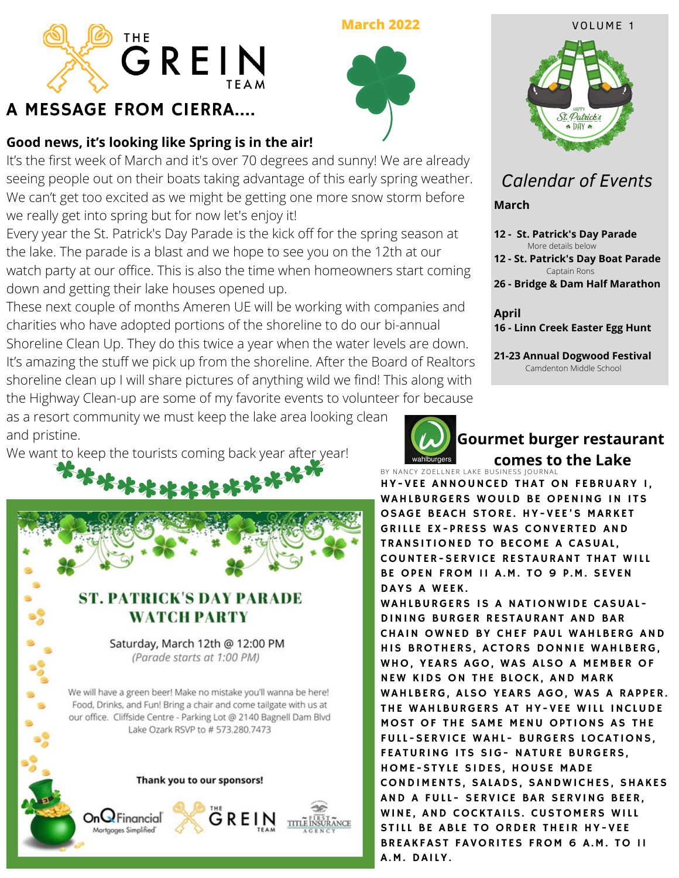# THE GREIN TEAM

March 2022

VOLUME 1

## A MESSAGE FROM CIERRA....

**Good news, it's looking like Spring is in the air!**

It's the first week of March and it's over 70 degrees and sunny! We are already seeing people out on their boats taking advantage of this early spring weather. We can't get too excited as we might be getting one more snow storm before we really get into spring but for now let's enjoy it!

Every year the St. Patrick's Day Parade is the kick off for the spring season at the lake. The parade is a blast and we hope to see you on the 12th at our watch party at our office. This is also the time when homeowners start coming down and getting their lake houses opened up.

These next couple of months Ameren UE will be working with companies and charities who have adopted portions of the shoreline to do our bi-annual Shoreline Clean Up. They do this twice a year when the water levels are down. It's amazing the stuff we pick up from the shoreline. After the Board of Realtors shoreline clean up I will share pictures of anything wild we find! This along with the Highway Clean-up are some of my favorite events to volunteer for because as a resort community we must keep the lake area looking clean and pristine.

We want to keep the tourists coming back year after year!

## ST. PATRICK'S DAY PARADE WATCH PARTY

Saturday, March 12th @ 12:00 PM
*(Parade starts at 1:00 PM)*

We will have a green beer! Make no mistake you'll wanna be here! Food, Drinks, and Fun! Bring a chair and come tailgate with us at our office. Cliffside Centre - Parking Lot @ 2140 Bagnell Dam Blvd Lake Ozark RSVP to # 573.280.7473

**Thank you to our sponsors!**

OnQ Financial Mortgages Simplified · The Grein Team · First Title Insurance Agency

## *Calendar of Events*

**March**

**12 - St. Patrick's Day Parade**
More details below

**12 - St. Patrick's Day Boat Parade**
Captain Rons

**26 - Bridge & Dam Half Marathon**

**April**

**16 - Linn Creek Easter Egg Hunt**

**21-23 Annual Dogwood Festival**
Camdenton Middle School

## Gourmet burger restaurant comes to the Lake

BY NANCY ZOELLNER LAKE BUSINESS JOURNAL

HY-VEE ANNOUNCED THAT ON FEBRUARY 1, WAHLBURGERS WOULD BE OPENING IN ITS OSAGE BEACH STORE. HY-VEE'S MARKET GRILLE EX-PRESS WAS CONVERTED AND TRANSITIONED TO BECOME A CASUAL, COUNTER-SERVICE RESTAURANT THAT WILL BE OPEN FROM 11 A.M. TO 9 P.M. SEVEN DAYS A WEEK.

WAHLBURGERS IS A NATIONWIDE CASUAL-DINING BURGER RESTAURANT AND BAR CHAIN OWNED BY CHEF PAUL WAHLBERG AND HIS BROTHERS, ACTORS DONNIE WAHLBERG, WHO, YEARS AGO, WAS ALSO A MEMBER OF NEW KIDS ON THE BLOCK, AND MARK WAHLBERG, ALSO YEARS AGO, WAS A RAPPER. THE WAHLBURGERS AT HY-VEE WILL INCLUDE MOST OF THE SAME MENU OPTIONS AS THE FULL-SERVICE WAHL- BURGERS LOCATIONS, FEATURING ITS SIG- NATURE BURGERS, HOME-STYLE SIDES, HOUSE MADE CONDIMENTS, SALADS, SANDWICHES, SHAKES AND A FULL- SERVICE BAR SERVING BEER, WINE, AND COCKTAILS. CUSTOMERS WILL STILL BE ABLE TO ORDER THEIR HY-VEE BREAKFAST FAVORITES FROM 6 A.M. TO 11 A.M. DAILY.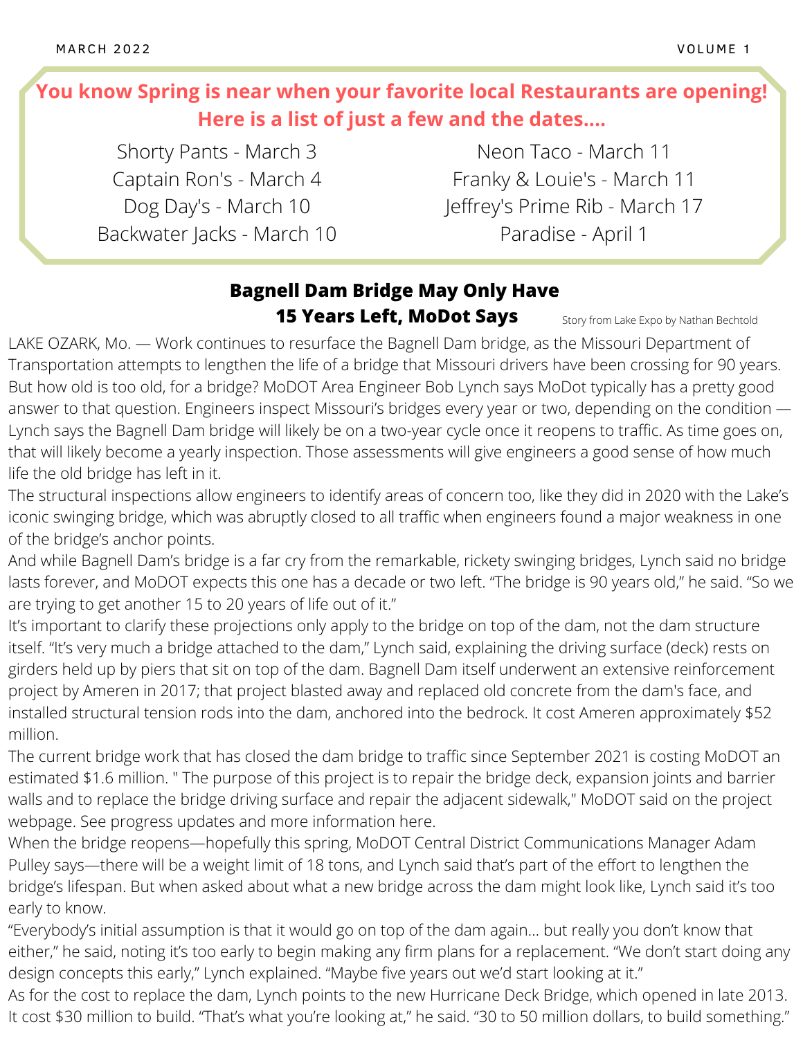**You know Spring is near when your favorite local Restaurants are opening! Here is a list of just a few and the dates....**

Shorty Pants - March 3
Captain Ron's - March 4
Dog Day's - March 10
Backwater Jacks - March 10
Neon Taco - March 11
Franky & Louie's - March 11
Jeffrey's Prime Rib - March 17
Paradise - April 1

## Bagnell Dam Bridge May Only Have 15 Years Left, MoDot Says

Story from Lake Expo by Nathan Bechtold

LAKE OZARK, Mo. — Work continues to resurface the Bagnell Dam bridge, as the Missouri Department of Transportation attempts to lengthen the life of a bridge that Missouri drivers have been crossing for 90 years. But how old is too old, for a bridge? MoDOT Area Engineer Bob Lynch says MoDot typically has a pretty good answer to that question. Engineers inspect Missouri's bridges every year or two, depending on the condition — Lynch says the Bagnell Dam bridge will likely be on a two-year cycle once it reopens to traffic. As time goes on, that will likely become a yearly inspection. Those assessments will give engineers a good sense of how much life the old bridge has left in it.

The structural inspections allow engineers to identify areas of concern too, like they did in 2020 with the Lake's iconic swinging bridge, which was abruptly closed to all traffic when engineers found a major weakness in one of the bridge's anchor points.

And while Bagnell Dam's bridge is a far cry from the remarkable, rickety swinging bridges, Lynch said no bridge lasts forever, and MoDOT expects this one has a decade or two left. "The bridge is 90 years old," he said. "So we are trying to get another 15 to 20 years of life out of it."

It's important to clarify these projections only apply to the bridge on top of the dam, not the dam structure itself. "It's very much a bridge attached to the dam," Lynch said, explaining the driving surface (deck) rests on girders held up by piers that sit on top of the dam. Bagnell Dam itself underwent an extensive reinforcement project by Ameren in 2017; that project blasted away and replaced old concrete from the dam's face, and installed structural tension rods into the dam, anchored into the bedrock. It cost Ameren approximately $52 million.

The current bridge work that has closed the dam bridge to traffic since September 2021 is costing MoDOT an estimated $1.6 million. " The purpose of this project is to repair the bridge deck, expansion joints and barrier walls and to replace the bridge driving surface and repair the adjacent sidewalk," MoDOT said on the project webpage. See progress updates and more information here.

When the bridge reopens—hopefully this spring, MoDOT Central District Communications Manager Adam Pulley says—there will be a weight limit of 18 tons, and Lynch said that's part of the effort to lengthen the bridge's lifespan. But when asked about what a new bridge across the dam might look like, Lynch said it's too early to know.

"Everybody's initial assumption is that it would go on top of the dam again... but really you don't know that either," he said, noting it's too early to begin making any firm plans for a replacement. "We don't start doing any design concepts this early," Lynch explained. "Maybe five years out we'd start looking at it."

As for the cost to replace the dam, Lynch points to the new Hurricane Deck Bridge, which opened in late 2013. It cost $30 million to build. "That's what you're looking at," he said. "30 to 50 million dollars, to build something."